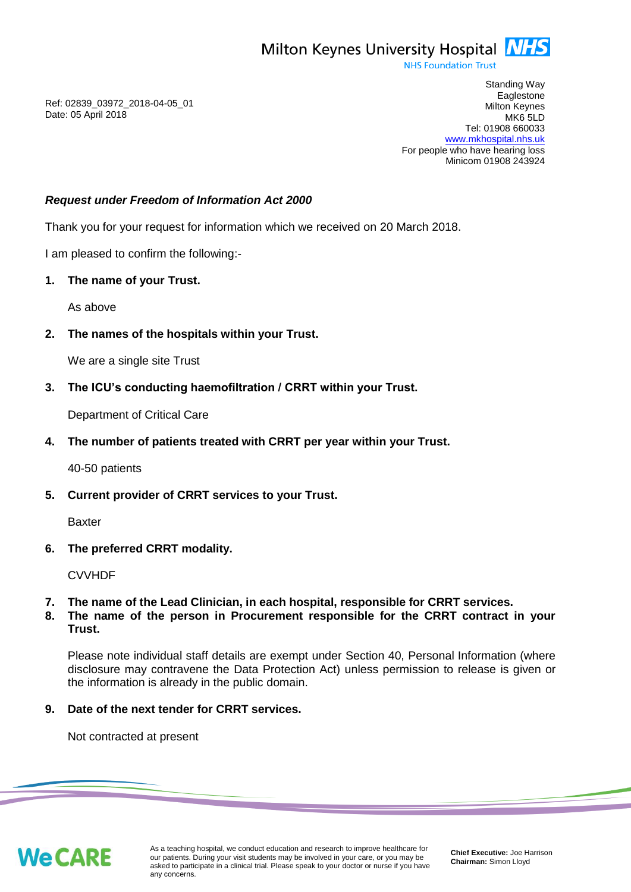Milton Keynes University Hospital NHS
NHS Foundation Trust

Standing Way
Eaglestone
Milton Keynes
MK6 5LD
Tel: 01908 660033
www.mkhospital.nhs.uk
For people who have hearing loss
Minicom 01908 243924

Ref: 02839_03972_2018-04-05_01
Date: 05 April 2018

***Request under Freedom of Information Act 2000***

Thank you for your request for information which we received on 20 March 2018.

I am pleased to confirm the following:-

1. **The name of your Trust.**

   As above

2. **The names of the hospitals within your Trust.**

   We are a single site Trust

3. **The ICU's conducting haemofiltration / CRRT within your Trust.**

   Department of Critical Care

4. **The number of patients treated with CRRT per year within your Trust.**

   40-50 patients

5. **Current provider of CRRT services to your Trust.**

   Baxter

6. **The preferred CRRT modality.**

   CVVHDF

7. **The name of the Lead Clinician, in each hospital, responsible for CRRT services.**
8. **The name of the person in Procurement responsible for the CRRT contract in your Trust.**

   Please note individual staff details are exempt under Section 40, Personal Information (where disclosure may contravene the Data Protection Act) unless permission to release is given or the information is already in the public domain.

9. **Date of the next tender for CRRT services.**

   Not contracted at present

We CARE

As a teaching hospital, we conduct education and research to improve healthcare for our patients. During your visit students may be involved in your care, or you may be asked to participate in a clinical trial. Please speak to your doctor or nurse if you have any concerns.

**Chief Executive:** Joe Harrison
**Chairman:** Simon Lloyd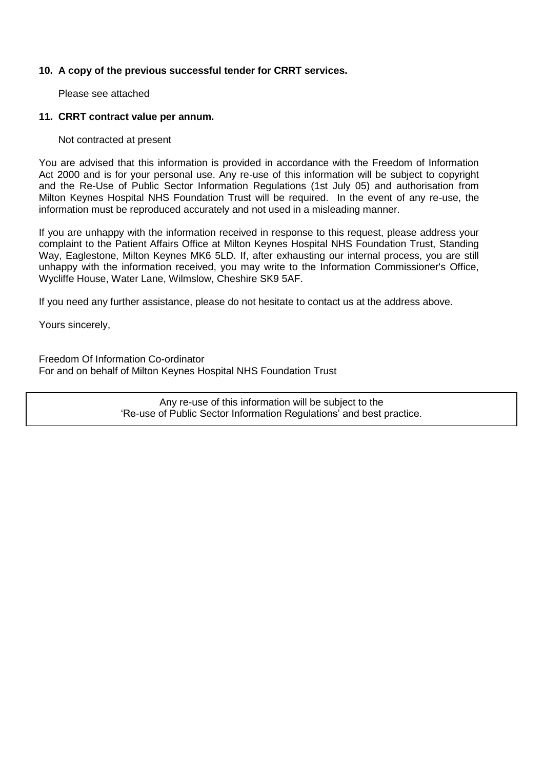**10. A copy of the previous successful tender for CRRT services.**

Please see attached

**11. CRRT contract value per annum.**

Not contracted at present

You are advised that this information is provided in accordance with the Freedom of Information Act 2000 and is for your personal use. Any re-use of this information will be subject to copyright and the Re-Use of Public Sector Information Regulations (1st July 05) and authorisation from Milton Keynes Hospital NHS Foundation Trust will be required. In the event of any re-use, the information must be reproduced accurately and not used in a misleading manner.

If you are unhappy with the information received in response to this request, please address your complaint to the Patient Affairs Office at Milton Keynes Hospital NHS Foundation Trust, Standing Way, Eaglestone, Milton Keynes MK6 5LD. If, after exhausting our internal process, you are still unhappy with the information received, you may write to the Information Commissioner's Office, Wycliffe House, Water Lane, Wilmslow, Cheshire SK9 5AF.

If you need any further assistance, please do not hesitate to contact us at the address above.

Yours sincerely,

Freedom Of Information Co-ordinator
For and on behalf of Milton Keynes Hospital NHS Foundation Trust

Any re-use of this information will be subject to the
'Re-use of Public Sector Information Regulations' and best practice.